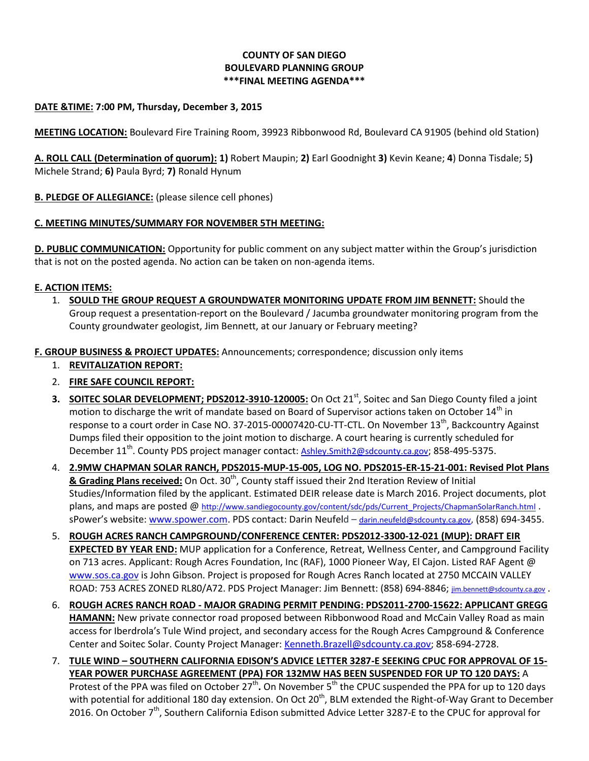**COUNTY OF SAN DIEGO**
**BOULEVARD PLANNING GROUP**
**\*\*\*FINAL MEETING AGENDA\*\*\***

**DATE &TIME: 7:00 PM, Thursday, December 3, 2015**

**MEETING LOCATION:** Boulevard Fire Training Room, 39923 Ribbonwood Rd, Boulevard CA 91905 (behind old Station)

**A. ROLL CALL (Determination of quorum): 1)** Robert Maupin; **2)** Earl Goodnight **3)** Kevin Keane; **4**) Donna Tisdale; 5**)** Michele Strand; **6)** Paula Byrd; **7)** Ronald Hynum

**B. PLEDGE OF ALLEGIANCE:** (please silence cell phones)

**C. MEETING MINUTES/SUMMARY FOR NOVEMBER 5TH MEETING:**

**D. PUBLIC COMMUNICATION:** Opportunity for public comment on any subject matter within the Group's jurisdiction that is not on the posted agenda. No action can be taken on non-agenda items.

**E. ACTION ITEMS:**

1. **SOULD THE GROUP REQUEST A GROUNDWATER MONITORING UPDATE FROM JIM BENNETT:** Should the Group request a presentation-report on the Boulevard / Jacumba groundwater monitoring program from the County groundwater geologist, Jim Bennett, at our January or February meeting?

**F. GROUP BUSINESS & PROJECT UPDATES:** Announcements; correspondence; discussion only items

1. **REVITALIZATION REPORT:**
2. **FIRE SAFE COUNCIL REPORT:**
3. **SOITEC SOLAR DEVELOPMENT; PDS2012-3910-120005:** On Oct 21st, Soitec and San Diego County filed a joint motion to discharge the writ of mandate based on Board of Supervisor actions taken on October 14th in response to a court order in Case NO. 37-2015-00007420-CU-TT-CTL. On November 13th, Backcountry Against Dumps filed their opposition to the joint motion to discharge. A court hearing is currently scheduled for December 11th. County PDS project manager contact: Ashley.Smith2@sdcounty.ca.gov; 858-495-5375.
4. **2.9MW CHAPMAN SOLAR RANCH, PDS2015-MUP-15-005, LOG NO. PDS2015-ER-15-21-001: Revised Plot Plans & Grading Plans received:** On Oct. 30th, County staff issued their 2nd Iteration Review of Initial Studies/Information filed by the applicant. Estimated DEIR release date is March 2016. Project documents, plot plans, and maps are posted @ http://www.sandiegocounty.gov/content/sdc/pds/Current_Projects/ChapmanSolarRanch.html . sPower's website: www.spower.com. PDS contact: Darin Neufeld – darin.neufeld@sdcounty.ca.gov, (858) 694-3455.
5. **ROUGH ACRES RANCH CAMPGROUND/CONFERENCE CENTER: PDS2012-3300-12-021 (MUP): DRAFT EIR EXPECTED BY YEAR END:** MUP application for a Conference, Retreat, Wellness Center, and Campground Facility on 713 acres. Applicant: Rough Acres Foundation, Inc (RAF), 1000 Pioneer Way, El Cajon. Listed RAF Agent @ www.sos.ca.gov is John Gibson. Project is proposed for Rough Acres Ranch located at 2750 MCCAIN VALLEY ROAD: 753 ACRES ZONED RL80/A72. PDS Project Manager: Jim Bennett: (858) 694-8846; jim.bennett@sdcounty.ca.gov .
6. **ROUGH ACRES RANCH ROAD - MAJOR GRADING PERMIT PENDING: PDS2011-2700-15622: APPLICANT GREGG HAMANN:** New private connector road proposed between Ribbonwood Road and McCain Valley Road as main access for Iberdrola's Tule Wind project, and secondary access for the Rough Acres Campground & Conference Center and Soitec Solar. County Project Manager: Kenneth.Brazell@sdcounty.ca.gov; 858-694-2728.
7. **TULE WIND – SOUTHERN CALIFORNIA EDISON'S ADVICE LETTER 3287-E SEEKING CPUC FOR APPROVAL OF 15-YEAR POWER PURCHASE AGREEMENT (PPA) FOR 132MW HAS BEEN SUSPENDED FOR UP TO 120 DAYS:** A Protest of the PPA was filed on October 27th**.** On November 5th the CPUC suspended the PPA for up to 120 days with potential for additional 180 day extension. On Oct 20th, BLM extended the Right-of-Way Grant to December 2016. On October 7th, Southern California Edison submitted Advice Letter 3287-E to the CPUC for approval for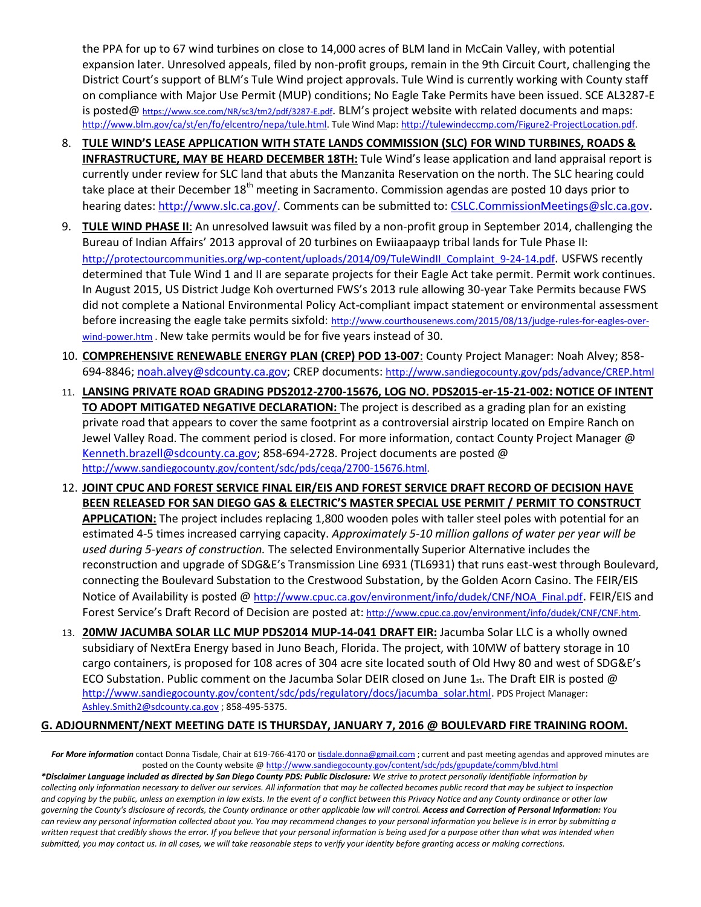the PPA for up to 67 wind turbines on close to 14,000 acres of BLM land in McCain Valley, with potential expansion later. Unresolved appeals, filed by non-profit groups, remain in the 9th Circuit Court, challenging the District Court's support of BLM's Tule Wind project approvals. Tule Wind is currently working with County staff on compliance with Major Use Permit (MUP) conditions; No Eagle Take Permits have been issued. SCE AL3287-E is posted@ https://www.sce.com/NR/sc3/tm2/pdf/3287-E.pdf. BLM's project website with related documents and maps: http://www.blm.gov/ca/st/en/fo/elcentro/nepa/tule.html. Tule Wind Map: http://tulewindeccmp.com/Figure2-ProjectLocation.pdf.

8. **TULE WIND'S LEASE APPLICATION WITH STATE LANDS COMMISSION (SLC) FOR WIND TURBINES, ROADS & INFRASTRUCTURE, MAY BE HEARD DECEMBER 18TH:** Tule Wind's lease application and land appraisal report is currently under review for SLC land that abuts the Manzanita Reservation on the north. The SLC hearing could take place at their December 18th meeting in Sacramento. Commission agendas are posted 10 days prior to hearing dates: http://www.slc.ca.gov/. Comments can be submitted to: CSLC.CommissionMeetings@slc.ca.gov.

9. **TULE WIND PHASE II**: An unresolved lawsuit was filed by a non-profit group in September 2014, challenging the Bureau of Indian Affairs' 2013 approval of 20 turbines on Ewiiaapaayp tribal lands for Tule Phase II: http://protectourcommunities.org/wp-content/uploads/2014/09/TuleWindII_Complaint_9-24-14.pdf. USFWS recently determined that Tule Wind 1 and II are separate projects for their Eagle Act take permit. Permit work continues. In August 2015, US District Judge Koh overturned FWS's 2013 rule allowing 30-year Take Permits because FWS did not complete a National Environmental Policy Act-compliant impact statement or environmental assessment before increasing the eagle take permits sixfold: http://www.courthousenews.com/2015/08/13/judge-rules-for-eagles-over-wind-power.htm . New take permits would be for five years instead of 30.

10. **COMPREHENSIVE RENEWABLE ENERGY PLAN (CREP) POD 13-007**: County Project Manager: Noah Alvey; 858-694-8846; noah.alvey@sdcounty.ca.gov; CREP documents: http://www.sandiegocounty.gov/pds/advance/CREP.html

11. **LANSING PRIVATE ROAD GRADING PDS2012-2700-15676, LOG NO. PDS2015-er-15-21-002: NOTICE OF INTENT TO ADOPT MITIGATED NEGATIVE DECLARATION:** The project is described as a grading plan for an existing private road that appears to cover the same footprint as a controversial airstrip located on Empire Ranch on Jewel Valley Road. The comment period is closed. For more information, contact County Project Manager @ Kenneth.brazell@sdcounty.ca.gov; 858-694-2728. Project documents are posted @ http://www.sandiegocounty.gov/content/sdc/pds/ceqa/2700-15676.html.

12. **JOINT CPUC AND FOREST SERVICE FINAL EIR/EIS AND FOREST SERVICE DRAFT RECORD OF DECISION HAVE BEEN RELEASED FOR SAN DIEGO GAS & ELECTRIC'S MASTER SPECIAL USE PERMIT / PERMIT TO CONSTRUCT APPLICATION:** The project includes replacing 1,800 wooden poles with taller steel poles with potential for an estimated 4-5 times increased carrying capacity. *Approximately 5-10 million gallons of water per year will be used during 5-years of construction.* The selected Environmentally Superior Alternative includes the reconstruction and upgrade of SDG&E's Transmission Line 6931 (TL6931) that runs east-west through Boulevard, connecting the Boulevard Substation to the Crestwood Substation, by the Golden Acorn Casino. The FEIR/EIS Notice of Availability is posted @ http://www.cpuc.ca.gov/environment/info/dudek/CNF/NOA_Final.pdf. FEIR/EIS and Forest Service's Draft Record of Decision are posted at: http://www.cpuc.ca.gov/environment/info/dudek/CNF/CNF.htm.

13. **20MW JACUMBA SOLAR LLC MUP PDS2014 MUP-14-041 DRAFT EIR:** Jacumba Solar LLC is a wholly owned subsidiary of NextEra Energy based in Juno Beach, Florida. The project, with 10MW of battery storage in 10 cargo containers, is proposed for 108 acres of 304 acre site located south of Old Hwy 80 and west of SDG&E's ECO Substation. Public comment on the Jacumba Solar DEIR closed on June 1st. The Draft EIR is posted @ http://www.sandiegocounty.gov/content/sdc/pds/regulatory/docs/jacumba_solar.html. PDS Project Manager: Ashley.Smith2@sdcounty.ca.gov ; 858-495-5375.

**G. ADJOURNMENT/NEXT MEETING DATE IS THURSDAY, JANUARY 7, 2016 @ BOULEVARD FIRE TRAINING ROOM.**

***For More information*** contact Donna Tisdale, Chair at 619-766-4170 or tisdale.donna@gmail.com ; current and past meeting agendas and approved minutes are posted on the County website @ http://www.sandiegocounty.gov/content/sdc/pds/gpupdate/comm/blvd.html

***\*Disclaimer Language included as directed by San Diego County PDS: Public Disclosure:*** *We strive to protect personally identifiable information by collecting only information necessary to deliver our services. All information that may be collected becomes public record that may be subject to inspection and copying by the public, unless an exemption in law exists. In the event of a conflict between this Privacy Notice and any County ordinance or other law governing the County's disclosure of records, the County ordinance or other applicable law will control.* ***Access and Correction of Personal Information:*** *You can review any personal information collected about you. You may recommend changes to your personal information you believe is in error by submitting a written request that credibly shows the error. If you believe that your personal information is being used for a purpose other than what was intended when submitted, you may contact us. In all cases, we will take reasonable steps to verify your identity before granting access or making corrections.*